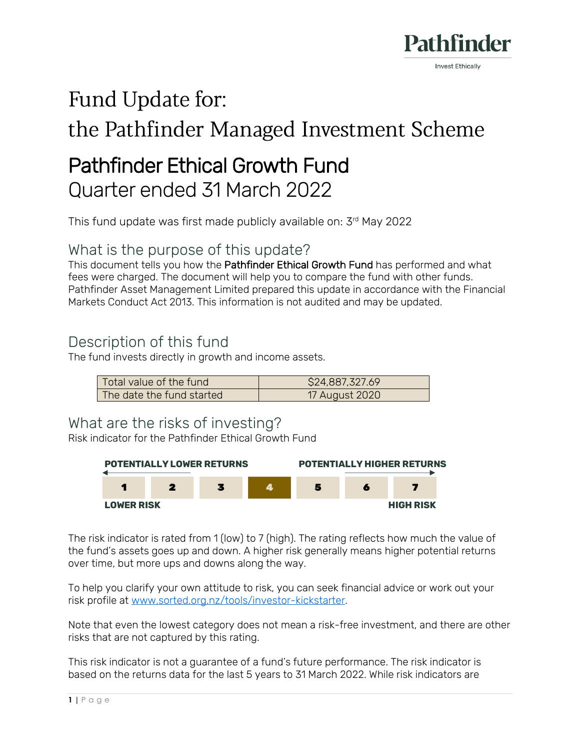Pathfinder

Invest Ethically

# Fund Update for:
# the Pathfinder Managed Investment Scheme

## Pathfinder Ethical Growth Fund
## Quarter ended 31 March 2022

This fund update was first made publicly available on: 3rd May 2022

## What is the purpose of this update?

This document tells you how the **Pathfinder Ethical Growth Fund** has performed and what fees were charged. The document will help you to compare the fund with other funds. Pathfinder Asset Management Limited prepared this update in accordance with the Financial Markets Conduct Act 2013. This information is not audited and may be updated.

## Description of this fund

The fund invests directly in growth and income assets.

| | |
|---|---|
| Total value of the fund | $24,887,327.69 |
| The date the fund started | 17 August 2020 |

## What are the risks of investing?

Risk indicator for the Pathfinder Ethical Growth Fund

**POTENTIALLY LOWER RETURNS** ← → **POTENTIALLY HIGHER RETURNS**

| 1 | 2 | 3 | **4** | 5 | 6 | 7 |
|---|---|---|---|---|---|---|

**LOWER RISK** — **HIGH RISK**

The risk indicator is rated from 1 (low) to 7 (high). The rating reflects how much the value of the fund's assets goes up and down. A higher risk generally means higher potential returns over time, but more ups and downs along the way.

To help you clarify your own attitude to risk, you can seek financial advice or work out your risk profile at [www.sorted.org.nz/tools/investor-kickstarter](www.sorted.org.nz/tools/investor-kickstarter).

Note that even the lowest category does not mean a risk-free investment, and there are other risks that are not captured by this rating.

This risk indicator is not a guarantee of a fund's future performance. The risk indicator is based on the returns data for the last 5 years to 31 March 2022. While risk indicators are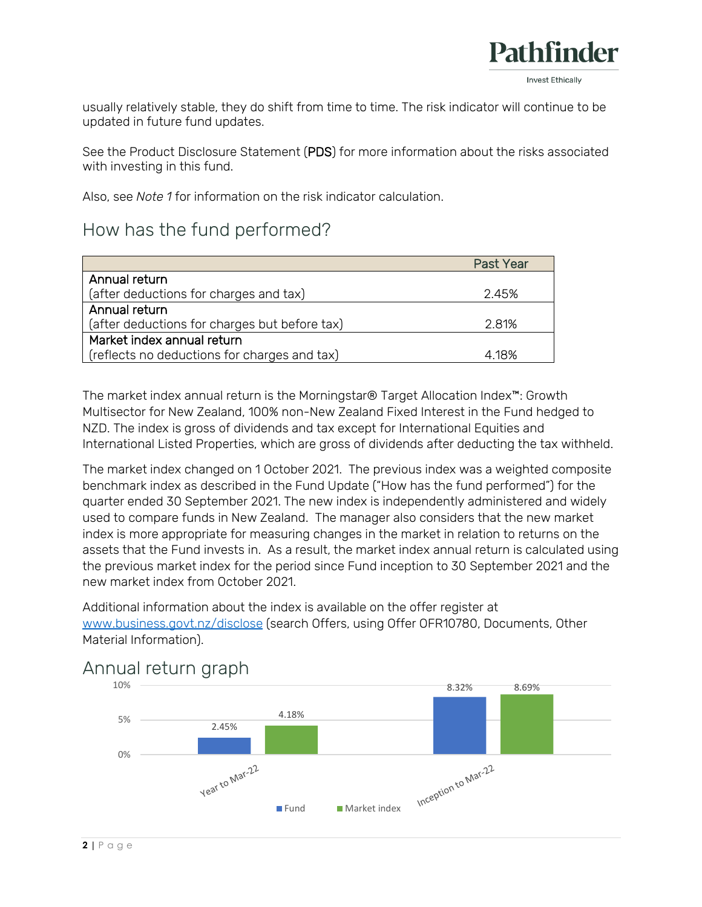usually relatively stable, they do shift from time to time. The risk indicator will continue to be updated in future fund updates.

See the Product Disclosure Statement (**PDS**) for more information about the risks associated with investing in this fund.

Also, see *Note 1* for information on the risk indicator calculation.

## How has the fund performed?

| | Past Year |
|---|---|
| Annual return<br>(after deductions for charges and tax) | 2.45% |
| Annual return<br>(after deductions for charges but before tax) | 2.81% |
| Market index annual return<br>(reflects no deductions for charges and tax) | 4.18% |

The market index annual return is the Morningstar® Target Allocation Index™: Growth Multisector for New Zealand, 100% non-New Zealand Fixed Interest in the Fund hedged to NZD. The index is gross of dividends and tax except for International Equities and International Listed Properties, which are gross of dividends after deducting the tax withheld.

The market index changed on 1 October 2021. The previous index was a weighted composite benchmark index as described in the Fund Update ("How has the fund performed") for the quarter ended 30 September 2021. The new index is independently administered and widely used to compare funds in New Zealand. The manager also considers that the new market index is more appropriate for measuring changes in the market in relation to returns on the assets that the Fund invests in. As a result, the market index annual return is calculated using the previous market index for the period since Fund inception to 30 September 2021 and the new market index from October 2021.

Additional information about the index is available on the offer register at [www.business.govt.nz/disclose](http://www.business.govt.nz/disclose) (search Offers, using Offer OFR10780, Documents, Other Material Information).

## Annual return graph

| | Fund | Market index |
|---|---|---|
| Year to Mar-22 | 2.45% | 4.18% |
| Inception to Mar-22 | 8.32% | 8.69% |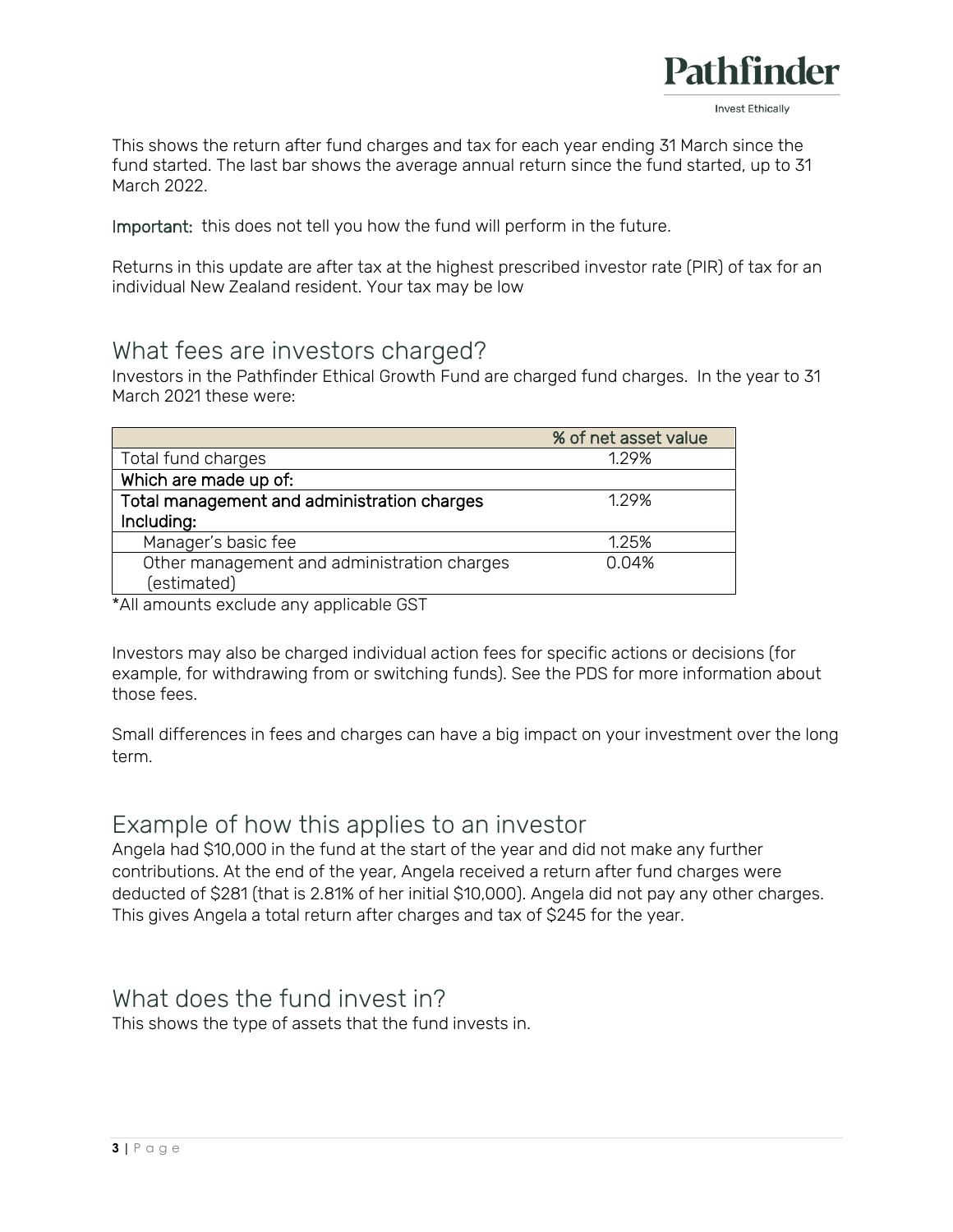This shows the return after fund charges and tax for each year ending 31 March since the fund started. The last bar shows the average annual return since the fund started, up to 31 March 2022.

Important: this does not tell you how the fund will perform in the future.

Returns in this update are after tax at the highest prescribed investor rate (PIR) of tax for an individual New Zealand resident. Your tax may be low

## What fees are investors charged?

Investors in the Pathfinder Ethical Growth Fund are charged fund charges. In the year to 31 March 2021 these were:

| | % of net asset value |
|---|---|
| Total fund charges | 1.29% |
| **Which are made up of:** | |
| **Total management and administration charges Including:** | 1.29% |
| Manager's basic fee | 1.25% |
| Other management and administration charges (estimated) | 0.04% |

*All amounts exclude any applicable GST

Investors may also be charged individual action fees for specific actions or decisions (for example, for withdrawing from or switching funds). See the PDS for more information about those fees.

Small differences in fees and charges can have a big impact on your investment over the long term.

## Example of how this applies to an investor

Angela had $10,000 in the fund at the start of the year and did not make any further contributions. At the end of the year, Angela received a return after fund charges were deducted of $281 (that is 2.81% of her initial $10,000). Angela did not pay any other charges. This gives Angela a total return after charges and tax of $245 for the year.

## What does the fund invest in?

This shows the type of assets that the fund invests in.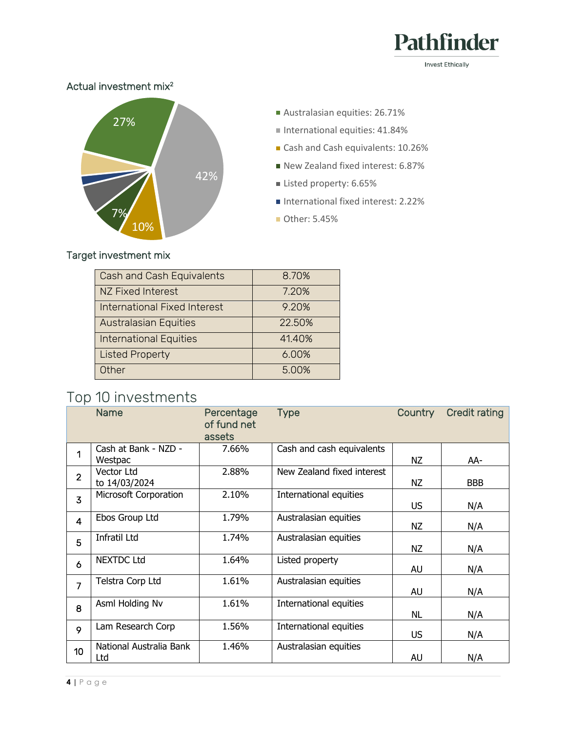## Actual investment mix[2]

- Australasian equities: 26.71%
- International equities: 41.84%
- Cash and Cash equivalents: 10.26%
- New Zealand fixed interest: 6.87%
- Listed property: 6.65%
- International fixed interest: 2.22%
- Other: 5.45%

## Target investment mix

| Asset class | Target |
|---|---|
| Cash and Cash Equivalents | 8.70% |
| NZ Fixed Interest | 7.20% |
| International Fixed Interest | 9.20% |
| Australasian Equities | 22.50% |
| International Equities | 41.40% |
| Listed Property | 6.00% |
| Other | 5.00% |

# Top 10 investments

| | Name | Percentage of fund net assets | Type | Country | Credit rating |
|---|---|---|---|---|---|
| 1 | Cash at Bank - NZD - Westpac | 7.66% | Cash and cash equivalents | NZ | AA- |
| 2 | Vector Ltd to 14/03/2024 | 2.88% | New Zealand fixed interest | NZ | BBB |
| 3 | Microsoft Corporation | 2.10% | International equities | US | N/A |
| 4 | Ebos Group Ltd | 1.79% | Australasian equities | NZ | N/A |
| 5 | Infratil Ltd | 1.74% | Australasian equities | NZ | N/A |
| 6 | NEXTDC Ltd | 1.64% | Listed property | AU | N/A |
| 7 | Telstra Corp Ltd | 1.61% | Australasian equities | AU | N/A |
| 8 | Asml Holding Nv | 1.61% | International equities | NL | N/A |
| 9 | Lam Research Corp | 1.56% | International equities | US | N/A |
| 10 | National Australia Bank Ltd | 1.46% | Australasian equities | AU | N/A |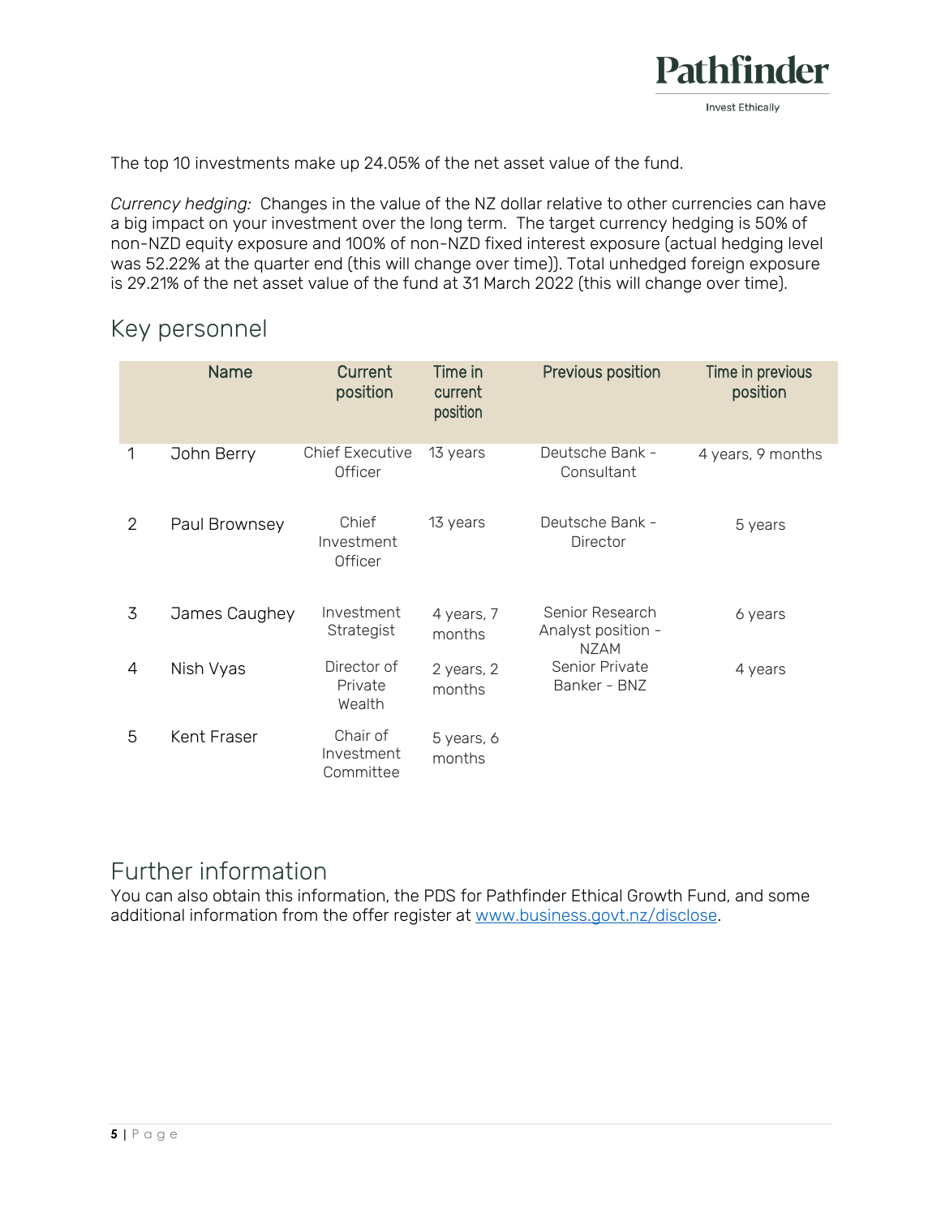The top 10 investments make up 24.05% of the net asset value of the fund.

*Currency hedging:* Changes in the value of the NZ dollar relative to other currencies can have a big impact on your investment over the long term. The target currency hedging is 50% of non-NZD equity exposure and 100% of non-NZD fixed interest exposure (actual hedging level was 52.22% at the quarter end (this will change over time)). Total unhedged foreign exposure is 29.21% of the net asset value of the fund at 31 March 2022 (this will change over time).

## Key personnel

| | Name | Current position | Time in current position | Previous position | Time in previous position |
|---|---|---|---|---|---|
| 1 | John Berry | Chief Executive Officer | 13 years | Deutsche Bank - Consultant | 4 years, 9 months |
| 2 | Paul Brownsey | Chief Investment Officer | 13 years | Deutsche Bank - Director | 5 years |
| 3 | James Caughey | Investment Strategist | 4 years, 7 months | Senior Research Analyst position - NZAM | 6 years |
| 4 | Nish Vyas | Director of Private Wealth | 2 years, 2 months | Senior Private Banker - BNZ | 4 years |
| 5 | Kent Fraser | Chair of Investment Committee | 5 years, 6 months | | |

## Further information

You can also obtain this information, the PDS for Pathfinder Ethical Growth Fund, and some additional information from the offer register at [www.business.govt.nz/disclose](http://www.business.govt.nz/disclose).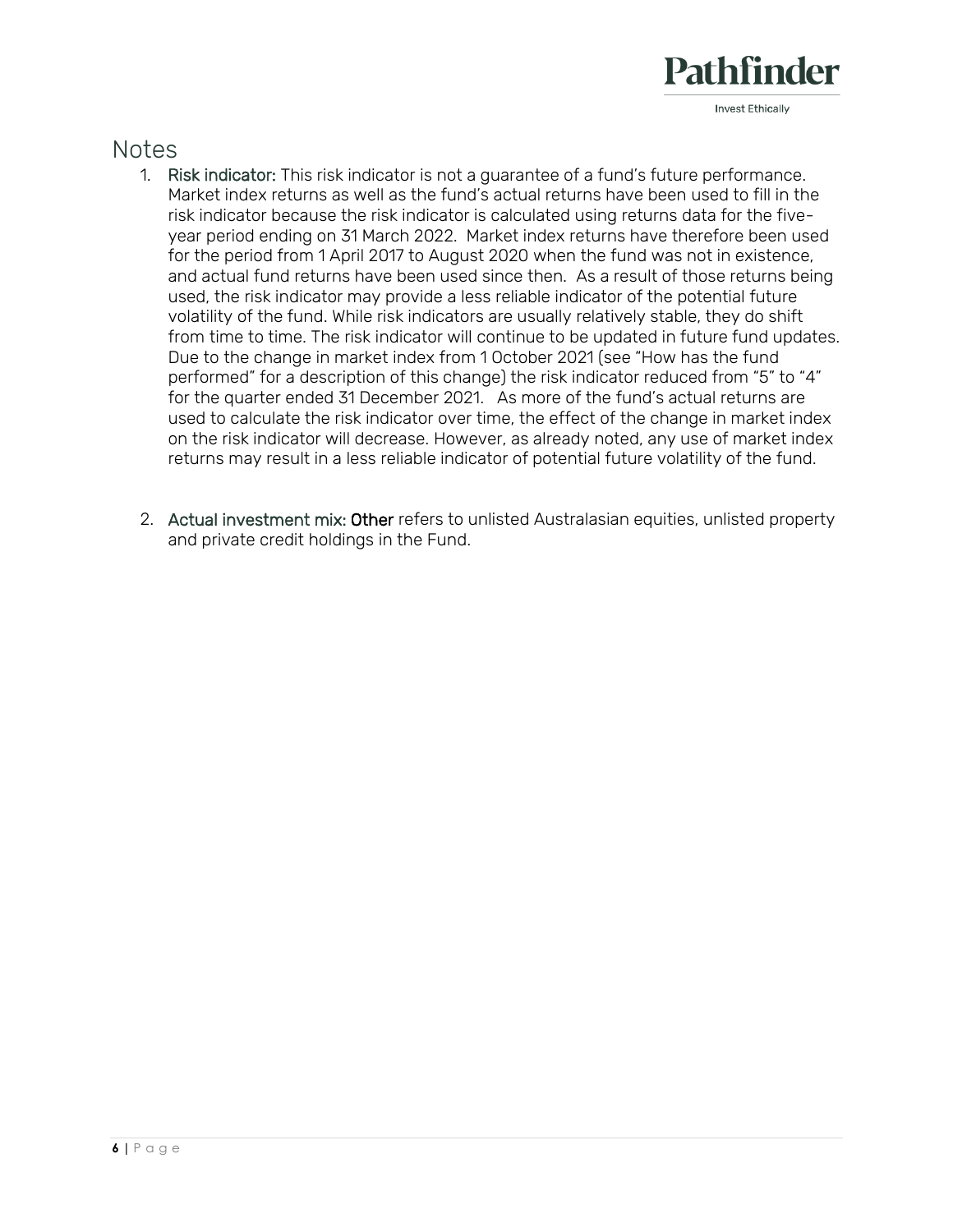## Notes

1. **Risk indicator:** This risk indicator is not a guarantee of a fund's future performance. Market index returns as well as the fund's actual returns have been used to fill in the risk indicator because the risk indicator is calculated using returns data for the five-year period ending on 31 March 2022. Market index returns have therefore been used for the period from 1 April 2017 to August 2020 when the fund was not in existence, and actual fund returns have been used since then. As a result of those returns being used, the risk indicator may provide a less reliable indicator of the potential future volatility of the fund. While risk indicators are usually relatively stable, they do shift from time to time. The risk indicator will continue to be updated in future fund updates. Due to the change in market index from 1 October 2021 (see "How has the fund performed" for a description of this change) the risk indicator reduced from "5" to "4" for the quarter ended 31 December 2021. As more of the fund's actual returns are used to calculate the risk indicator over time, the effect of the change in market index on the risk indicator will decrease. However, as already noted, any use of market index returns may result in a less reliable indicator of potential future volatility of the fund.

2. **Actual investment mix: Other** refers to unlisted Australasian equities, unlisted property and private credit holdings in the Fund.